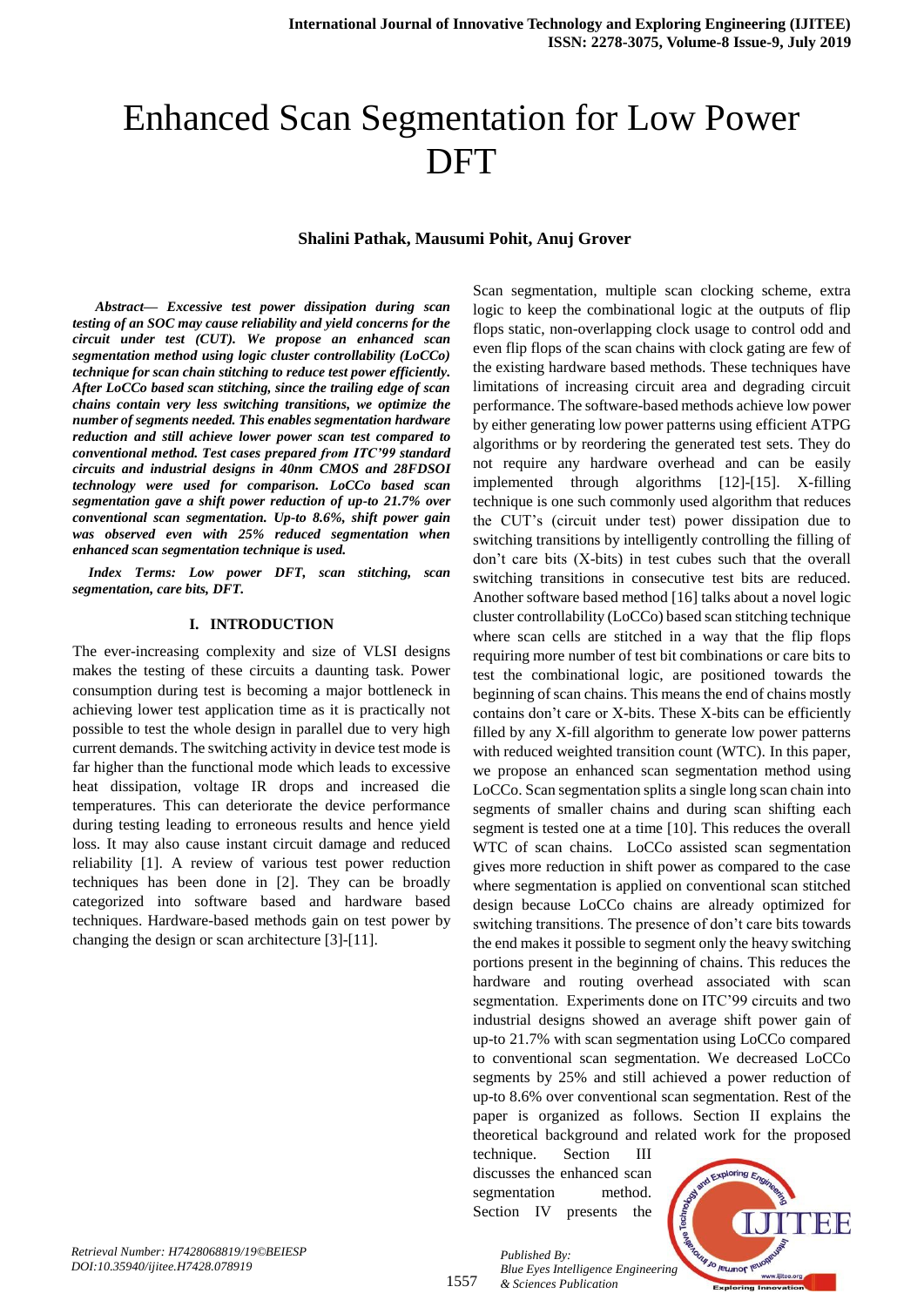# Enhanced Scan Segmentation for Low Power DFT

**Shalini Pathak, Mausumi Pohit, Anuj Grover**

***Abstract— Excessive test power dissipation during scan testing of an SOC may cause reliability and yield concerns for the circuit under test (CUT). We propose an enhanced scan segmentation method using logic cluster controllability (LoCCo) technique for scan chain stitching to reduce test power efficiently. After LoCCo based scan stitching, since the trailing edge of scan chains contain very less switching transitions, we optimize the number of segments needed. This enables segmentation hardware reduction and still achieve lower power scan test compared to conventional method. Test cases prepared from ITC'99 standard circuits and industrial designs in 40nm CMOS and 28FDSOI technology were used for comparison. LoCCo based scan segmentation gave a shift power reduction of up-to 21.7% over conventional scan segmentation. Up-to 8.6%, shift power gain was observed even with 25% reduced segmentation when enhanced scan segmentation technique is used.***

***Index Terms: Low power DFT, scan stitching, scan segmentation, care bits, DFT.***

## I. INTRODUCTION

The ever-increasing complexity and size of VLSI designs makes the testing of these circuits a daunting task. Power consumption during test is becoming a major bottleneck in achieving lower test application time as it is practically not possible to test the whole design in parallel due to very high current demands. The switching activity in device test mode is far higher than the functional mode which leads to excessive heat dissipation, voltage IR drops and increased die temperatures. This can deteriorate the device performance during testing leading to erroneous results and hence yield loss. It may also cause instant circuit damage and reduced reliability [1]. A review of various test power reduction techniques has been done in [2]. They can be broadly categorized into software based and hardware based techniques. Hardware-based methods gain on test power by changing the design or scan architecture [3]-[11]. Scan segmentation, multiple scan clocking scheme, extra logic to keep the combinational logic at the outputs of flip flops static, non-overlapping clock usage to control odd and even flip flops of the scan chains with clock gating are few of the existing hardware based methods. These techniques have limitations of increasing circuit area and degrading circuit performance. The software-based methods achieve low power by either generating low power patterns using efficient ATPG algorithms or by reordering the generated test sets. They do not require any hardware overhead and can be easily implemented through algorithms [12]-[15]. X-filling technique is one such commonly used algorithm that reduces the CUT's (circuit under test) power dissipation due to switching transitions by intelligently controlling the filling of don't care bits (X-bits) in test cubes such that the overall switching transitions in consecutive test bits are reduced. Another software based method [16] talks about a novel logic cluster controllability (LoCCo) based scan stitching technique where scan cells are stitched in a way that the flip flops requiring more number of test bit combinations or care bits to test the combinational logic, are positioned towards the beginning of scan chains. This means the end of chains mostly contains don't care or X-bits. These X-bits can be efficiently filled by any X-fill algorithm to generate low power patterns with reduced weighted transition count (WTC). In this paper, we propose an enhanced scan segmentation method using LoCCo. Scan segmentation splits a single long scan chain into segments of smaller chains and during scan shifting each segment is tested one at a time [10]. This reduces the overall WTC of scan chains. LoCCo assisted scan segmentation gives more reduction in shift power as compared to the case where segmentation is applied on conventional scan stitched design because LoCCo chains are already optimized for switching transitions. The presence of don't care bits towards the end makes it possible to segment only the heavy switching portions present in the beginning of chains. This reduces the hardware and routing overhead associated with scan segmentation. Experiments done on ITC'99 circuits and two industrial designs showed an average shift power gain of up-to 21.7% with scan segmentation using LoCCo compared to conventional scan segmentation. We decreased LoCCo segments by 25% and still achieved a power reduction of up-to 8.6% over conventional scan segmentation. Rest of the paper is organized as follows. Section II explains the theoretical background and related work for the proposed technique. Section III discusses the enhanced scan segmentation method. Section IV presents the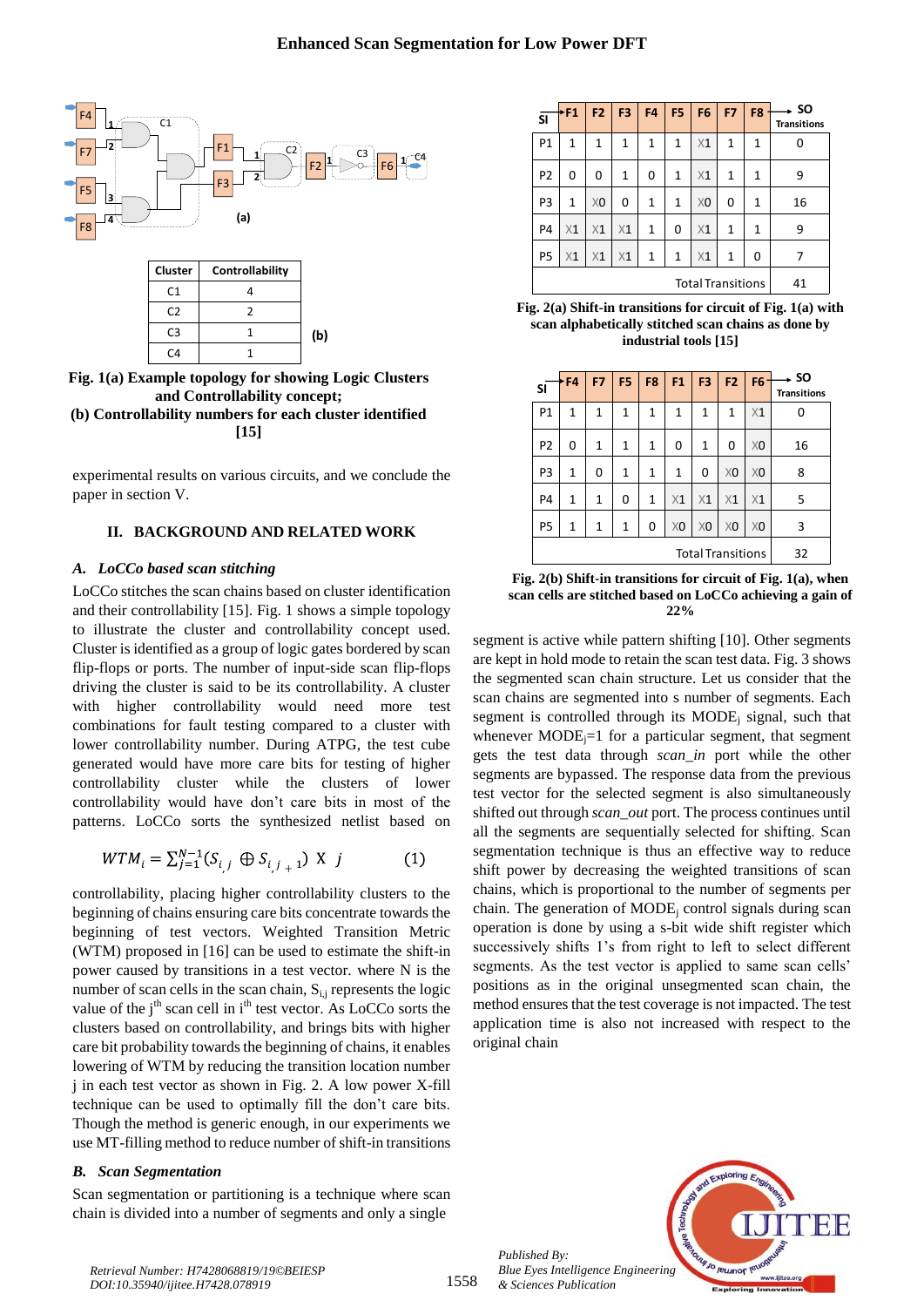Fig. 1(a) Example topology for showing Logic Clusters and Controllability concept;
(b) Controllability numbers for each cluster identified [15]

| Cluster | Controllability |
|---|---|
| C1 | 4 |
| C2 | 2 |
| C3 | 1 |
| C4 | 1 |

experimental results on various circuits, and we conclude the paper in section V.

## II. BACKGROUND AND RELATED WORK

### A. *LoCCo based scan stitching*

LoCCo stitches the scan chains based on cluster identification and their controllability [15]. Fig. 1 shows a simple topology to illustrate the cluster and controllability concept used. Cluster is identified as a group of logic gates bordered by scan flip-flops or ports. The number of input-side scan flip-flops driving the cluster is said to be its controllability. A cluster with higher controllability would need more test combinations for fault testing compared to a cluster with lower controllability number. During ATPG, the test cube generated would have more care bits for testing of higher controllability cluster while the clusters of lower controllability would have don't care bits in most of the patterns. LoCCo sorts the synthesized netlist based on

$$WTM_i = \sum_{j=1}^{N-1} (S_{i,j} \oplus S_{i,j+1}) \times j \qquad (1)$$

controllability, placing higher controllability clusters to the beginning of chains ensuring care bits concentrate towards the beginning of test vectors. Weighted Transition Metric (WTM) proposed in [16] can be used to estimate the shift-in power caused by transitions in a test vector. where N is the number of scan cells in the scan chain, $S_{i,j}$ represents the logic value of the j[th] scan cell in i[th] test vector. As LoCCo sorts the clusters based on controllability, and brings bits with higher care bit probability towards the beginning of chains, it enables lowering of WTM by reducing the transition location number j in each test vector as shown in Fig. 2. A low power X-fill technique can be used to optimally fill the don't care bits. Though the method is generic enough, in our experiments we use MT-filling method to reduce number of shift-in transitions

### B. *Scan Segmentation*

Scan segmentation or partitioning is a technique where scan chain is divided into a number of segments and only a single segment is active while pattern shifting [10]. Other segments are kept in hold mode to retain the scan test data. Fig. 3 shows the segmented scan chain structure. Let us consider that the scan chains are segmented into s number of segments. Each segment is controlled through its $MODE_j$ signal, such that whenever $MODE_j$=1 for a particular segment, that segment gets the test data through *scan_in* port while the other segments are bypassed. The response data from the previous test vector for the selected segment is also simultaneously shifted out through *scan_out* port. The process continues until all the segments are sequentially selected for shifting. Scan segmentation technique is thus an effective way to reduce shift power by decreasing the weighted transitions of scan chains, which is proportional to the number of segments per chain. The generation of $MODE_j$ control signals during scan operation is done by using a s-bit wide shift register which successively shifts 1's from right to left to select different segments. As the test vector is applied to same scan cells' positions as in the original unsegmented scan chain, the method ensures that the test coverage is not impacted. The test application time is also not increased with respect to the original chain

| SI | F1 | F2 | F3 | F4 | F5 | F6 | F7 | F8 | SO Transitions |
|---|---|---|---|---|---|---|---|---|---|
| P1 | 1 | 1 | 1 | 1 | 1 | X1 | 1 | 1 | 0 |
| P2 | 0 | 0 | 1 | 0 | 1 | X1 | 1 | 1 | 9 |
| P3 | 1 | X0 | 0 | 1 | 1 | X0 | 0 | 1 | 16 |
| P4 | X1 | X1 | X1 | 1 | 0 | X1 | 1 | 1 | 9 |
| P5 | X1 | X1 | X1 | 1 | 1 | X1 | 1 | 0 | 7 |
| Total Transitions | | | | | | | | | 41 |

Fig. 2(a) Shift-in transitions for circuit of Fig. 1(a) with scan alphabetically stitched scan chains as done by industrial tools [15]

| SI | F4 | F7 | F5 | F8 | F1 | F3 | F2 | F6 | SO Transitions |
|---|---|---|---|---|---|---|---|---|---|
| P1 | 1 | 1 | 1 | 1 | 1 | 1 | 1 | X1 | 0 |
| P2 | 0 | 1 | 1 | 1 | 0 | 1 | 0 | X0 | 16 |
| P3 | 1 | 0 | 1 | 1 | 1 | 0 | X0 | X0 | 8 |
| P4 | 1 | 1 | 0 | 1 | X1 | X1 | X1 | X1 | 5 |
| P5 | 1 | 1 | 1 | 0 | X0 | X0 | X0 | X0 | 3 |
| Total Transitions | | | | | | | | | 32 |

Fig. 2(b) Shift-in transitions for circuit of Fig. 1(a), when scan cells are stitched based on LoCCo achieving a gain of 22%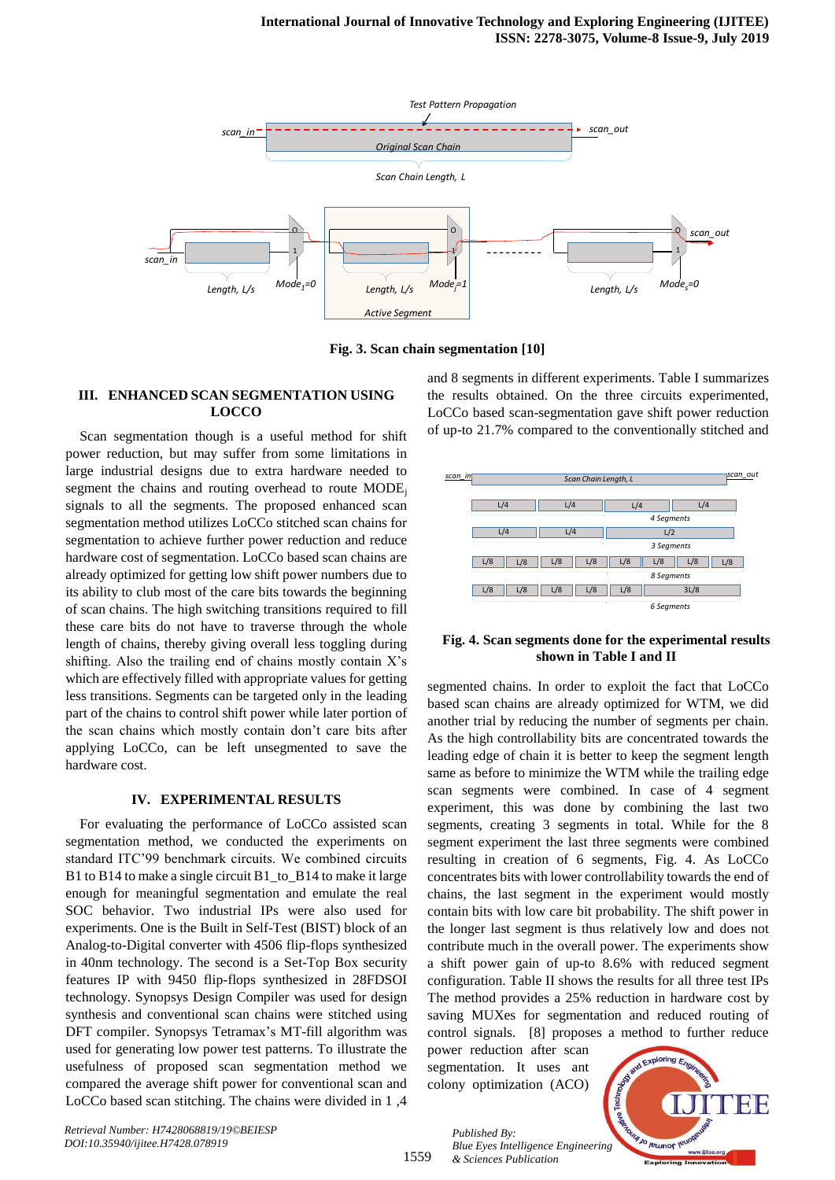Fig. 3. Scan chain segmentation [10]

## III. ENHANCED SCAN SEGMENTATION USING LOCCO

Scan segmentation though is a useful method for shift power reduction, but may suffer from some limitations in large industrial designs due to extra hardware needed to segment the chains and routing needed to route $MODE_j$ signals to all the segments. The proposed enhanced scan segmentation method utilizes LoCCo stitched scan chains for segmentation to achieve further power reduction and reduce hardware cost of segmentation. LoCCo based scan chains are already optimized for getting low shift power numbers due to its ability to club most of the care bits towards the beginning of scan chains. The high switching transitions required to fill these care bits do not have to traverse through the whole length of chains, thereby giving overall less toggling during shifting. Also the trailing end of chains mostly contain X's which are effectively filled with appropriate values for getting less transitions. Segments can be targeted only in the leading part of the chains to control shift power while later portion of the scan chains which mostly contain don't care bits after applying LoCCo, can be left unsegmented to save the hardware cost.

## IV. EXPERIMENTAL RESULTS

For evaluating the performance of LoCCo assisted scan segmentation method, we conducted the experiments on standard ITC'99 benchmark circuits. We combined circuits B1 to B14 to make a single circuit B1_to_B14 to make it large enough for meaningful segmentation and emulate the real SOC behavior. Two industrial IPs were also used for experiments. One is the Built in Self-Test (BIST) block of an Analog-to-Digital converter with 4506 flip-flops synthesized in 40nm technology. The second is a Set-Top Box security features IP with 9450 flip-flops synthesized in 28FDSOI technology. Synopsys Design Compiler was used for design synthesis and conventional scan chains were stitched using DFT compiler. Synopsys Tetramax's MT-fill algorithm was used for generating low power test patterns. To illustrate the usefulness of proposed scan segmentation method we compared the average shift power for conventional scan and LoCCo based scan stitching. The chains were divided in 1 ,4 and 8 segments in different experiments. Table I summarizes the results obtained. On the three circuits experimented, LoCCo based scan-segmentation gave shift power reduction of up-to 21.7% compared to the conventionally stitched and segmented chains. In order to exploit the fact that LoCCo based scan chains are already optimized for WTM, we did another trial by reducing the number of segments per chain. As the high controllability bits are concentrated towards the leading edge of chain it is better to keep the segment length same as before to minimize the WTM while the trailing edge scan segments were combined. In case of 4 segment experiment, this was done by combining the last two segments, creating 3 segments in total. While for the 8 segment experiment the last three segments were combined resulting in creation of 6 segments, Fig. 4. As LoCCo concentrates bits with lower controllability towards the end of chains, the last segment in the experiment would mostly contain bits with low care bit probability. The shift power in the longer last segment is thus relatively low and does not contribute much in the overall power. The experiments show a shift power gain of up-to 8.6% with reduced segment configuration. Table II shows the results for all three test IPs The method provides a 25% reduction in hardware cost by saving MUXes for segmentation and reduced routing of control signals. [8] proposes a method to further reduce power reduction after scan segmentation. It uses ant colony optimization (ACO)

Fig. 4. Scan segments done for the experimental results shown in Table I and II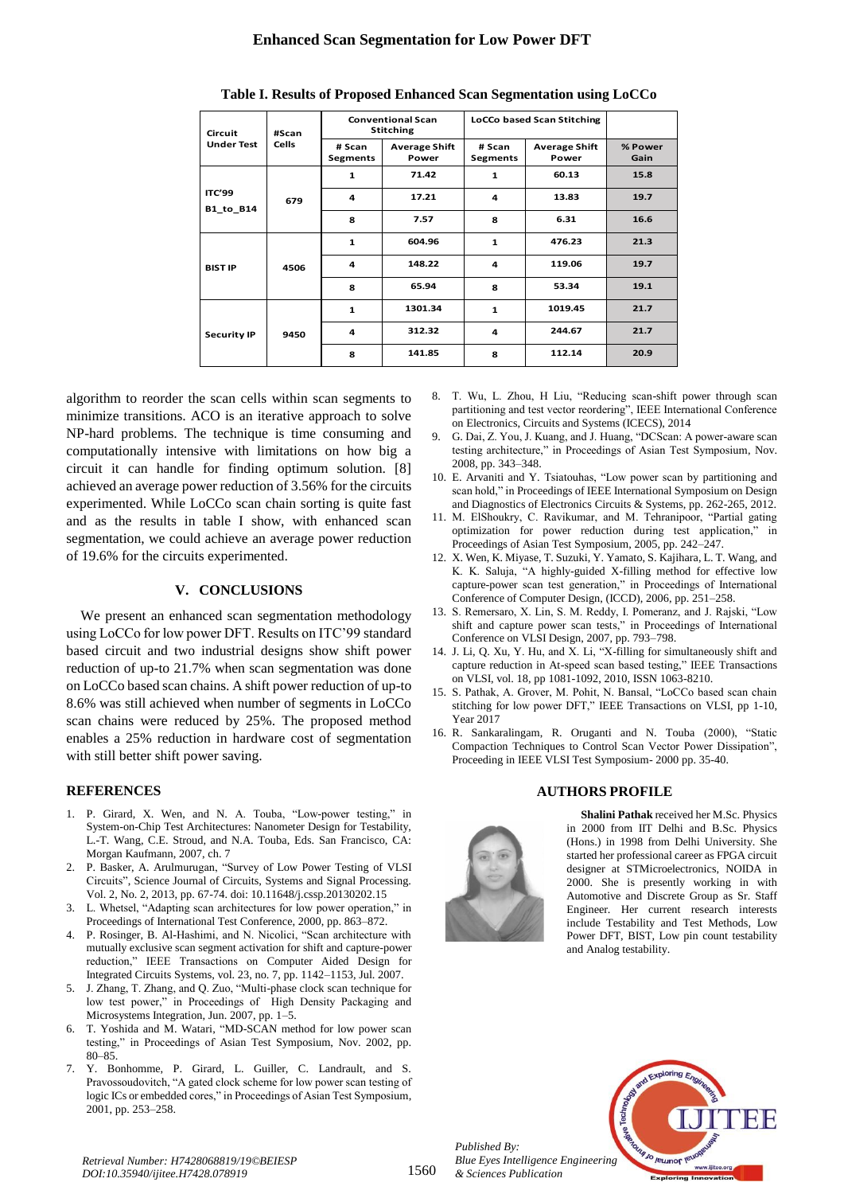**Table I. Results of Proposed Enhanced Scan Segmentation using LoCCo**

| Circuit Under Test | #Scan Cells | Conventional Scan Stitching | | LoCCo based Scan Stitching | | |
|---|---|---|---|---|---|---|
| | | # Scan Segments | Average Shift Power | # Scan Segments | Average Shift Power | % Power Gain |
| ITC'99 B1_to_B14 | 679 | 1 | 71.42 | 1 | 60.13 | 15.8 |
| | | 4 | 17.21 | 4 | 13.83 | 19.7 |
| | | 8 | 7.57 | 8 | 6.31 | 16.6 |
| BIST IP | 4506 | 1 | 604.96 | 1 | 476.23 | 21.3 |
| | | 4 | 148.22 | 4 | 119.06 | 19.7 |
| | | 8 | 65.94 | 8 | 53.34 | 19.1 |
| Security IP | 9450 | 1 | 1301.34 | 1 | 1019.45 | 21.7 |
| | | 4 | 312.32 | 4 | 244.67 | 21.7 |
| | | 8 | 141.85 | 8 | 112.14 | 20.9 |

algorithm to reorder the scan cells within scan segments to minimize transitions. ACO is an iterative approach to solve NP-hard problems. The technique is time consuming and computationally intensive with limitations on how big a circuit it can handle for finding optimum solution. [8] achieved an average power reduction of 3.56% for the circuits experimented. While LoCCo scan chain sorting is quite fast and as the results in table I show, with enhanced scan segmentation, we could achieve an average power reduction of 19.6% for the circuits experimented.

## V. CONCLUSIONS

We present an enhanced scan segmentation methodology using LoCCo for low power DFT. Results on ITC'99 standard based circuit and two industrial designs show shift power reduction of up-to 21.7% when scan segmentation was done on LoCCo based scan chains. A shift power reduction of up-to 8.6% was still achieved when number of segments in LoCCo scan chains were reduced by 25%. The proposed method enables a 25% reduction in hardware cost of segmentation with still better shift power saving.

## REFERENCES

1. P. Girard, X. Wen, and N. A. Touba, "Low-power testing," in System-on-Chip Test Architectures: Nanometer Design for Testability, L.-T. Wang, C.E. Stroud, and N.A. Touba, Eds. San Francisco, CA: Morgan Kaufmann, 2007, ch. 7
2. P. Basker, A. Arulmurugan, "Survey of Low Power Testing of VLSI Circuits", Science Journal of Circuits, Systems and Signal Processing. Vol. 2, No. 2, 2013, pp. 67-74. doi: 10.11648/j.cssp.20130202.15
3. L. Whetsel, "Adapting scan architectures for low power operation," in Proceedings of International Test Conference, 2000, pp. 863–872.
4. P. Rosinger, B. Al-Hashimi, and N. Nicolici, "Scan architecture with mutually exclusive scan segment activation for shift and capture-power reduction," IEEE Transactions on Computer Aided Design for Integrated Circuits Systems, vol. 23, no. 7, pp. 1142–1153, Jul. 2007.
5. J. Zhang, T. Zhang, and Q. Zuo, "Multi-phase clock scan technique for low test power," in Proceedings of High Density Packaging and Microsystems Integration, Jun. 2007, pp. 1–5.
6. T. Yoshida and M. Watari, "MD-SCAN method for low power scan testing," in Proceedings of Asian Test Symposium, Nov. 2002, pp. 80–85.
7. Y. Bonhomme, P. Girard, L. Guiller, C. Landrault, and S. Pravossoudovitch, "A gated clock scheme for low power scan testing of logic ICs or embedded cores," in Proceedings of Asian Test Symposium, 2001, pp. 253–258.
8. T. Wu, L. Zhou, H Liu, "Reducing scan-shift power through scan partitioning and test vector reordering", IEEE International Conference on Electronics, Circuits and Systems (ICECS), 2014
9. G. Dai, Z. You, J. Kuang, and J. Huang, "DCScan: A power-aware scan testing architecture," in Proceedings of Asian Test Symposium, Nov. 2008, pp. 343–348.
10. E. Arvaniti and Y. Tsiatouhas, "Low power scan by partitioning and scan hold," in Proceedings of IEEE International Symposium on Design and Diagnostics of Electronics Circuits & Systems, pp. 262-265, 2012.
11. M. ElShoukry, C. Ravikumar, and M. Tehranipoor, "Partial gating optimization for power reduction during test application," in Proceedings of Asian Test Symposium, 2005, pp. 242–247.
12. S. Wen, K. Miyase, T. Suzuki, Y. Yamato, S. Kajihara, L. T. Wang, and K. K. Saluja, "A highly-guided X-filling method for effective low capture-power scan test generation," in Proceedings of International Conference of Computer Design, (ICCD), 2006, pp. 251–258.
13. S. Remersaro, X. Lin, S. M. Reddy, I. Pomeranz, and J. Rajski, "Low shift and capture power scan tests," in Proceedings of International Conference on VLSI Design, 2007, pp. 793–798.
14. J. Li, Q. Xu, Y. Hu, and X. Li, "X-filling for simultaneously shift and capture reduction in At-speed scan based testing," IEEE Transactions on VLSI, vol. 18, pp 1081-1092, 2010, ISSN 1063-8210.
15. S. Pathak, A. Grover, M. Pohit, N. Bansal, "LoCCo based scan chain stitching for low power DFT," IEEE Transactions on VLSI, pp 1-10, Year 2017
16. R. Sankaralingam, R. Oruganti and N. Touba (2000), "Static Compaction Techniques to Control Scan Vector Power Dissipation", Proceeding in IEEE VLSI Test Symposium- 2000 pp. 35-40.

## AUTHORS PROFILE

**Shalini Pathak** received her M.Sc. Physics in 2000 from IIT Delhi and B.Sc. Physics (Hons.) in 1998 from Delhi University. She started her professional career as FPGA circuit designer at STMicroelectronics, NOIDA in 2000. She is presently working in with Automotive and Discrete Group as Sr. Staff Engineer. Her current research interests include Testability and Test Methods, Low Power DFT, BIST, Low pin count testability and Analog testability.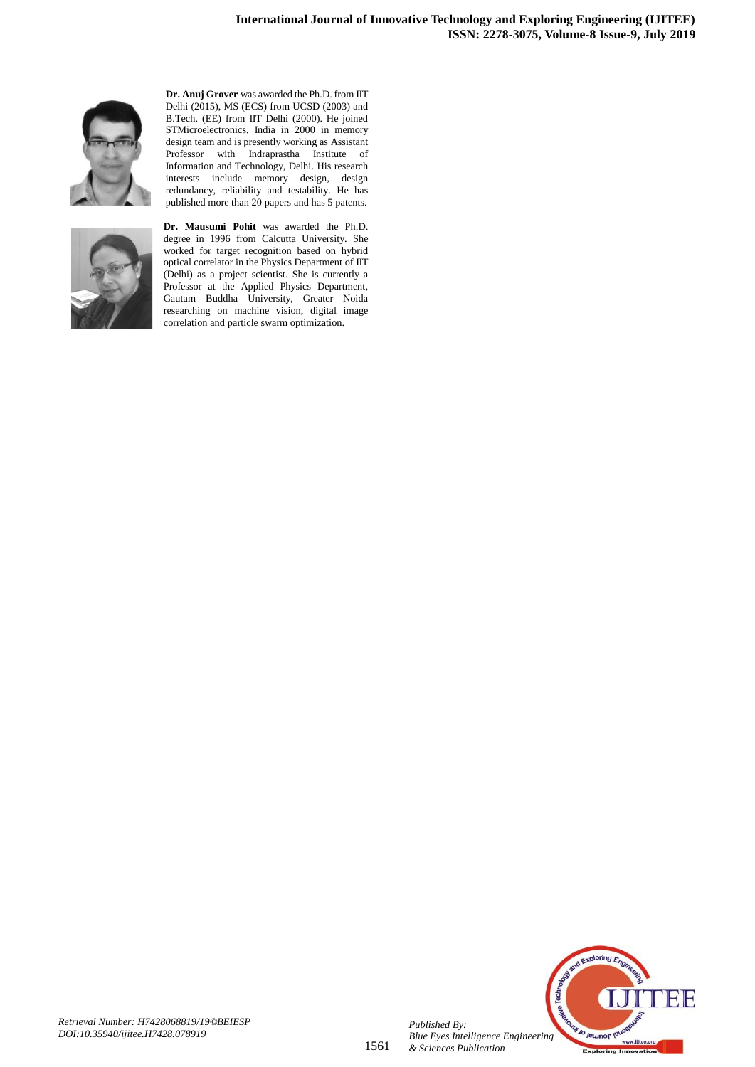**Dr. Anuj Grover** was awarded the Ph.D. from IIT Delhi (2015), MS (ECS) from UCSD (2003) and B.Tech. (EE) from IIT Delhi (2000). He joined STMicroelectronics, India in 2000 in memory design team and is presently working as Assistant Professor with Indraprastha Institute of Information and Technology, Delhi. His research interests include memory design, design redundancy, reliability and testability. He has published more than 20 papers and has 5 patents.

**Dr. Mausumi Pohit** was awarded the Ph.D. degree in 1996 from Calcutta University. She worked for target recognition based on hybrid optical correlator in the Physics Department of IIT (Delhi) as a project scientist. She is currently a Professor at the Applied Physics Department, Gautam Buddha University, Greater Noida researching on machine vision, digital image correlation and particle swarm optimization.